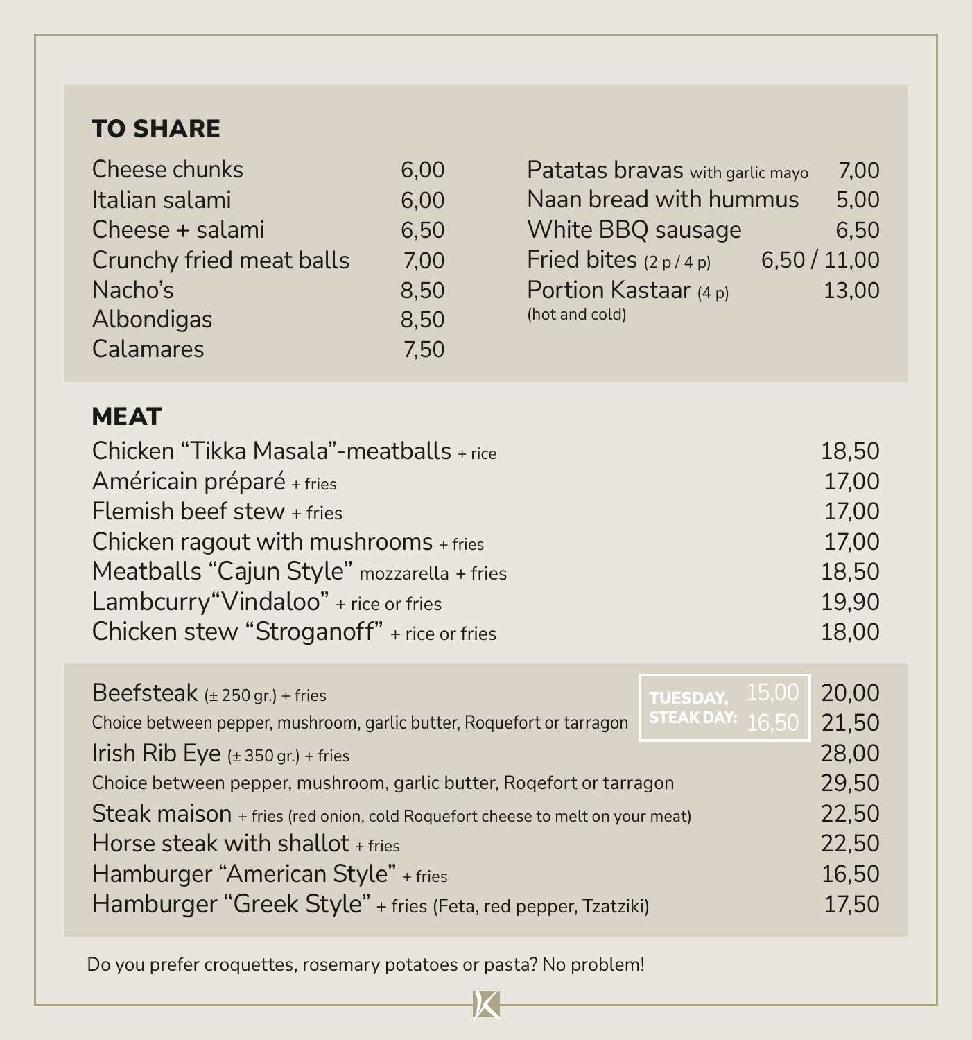## TO SHARE

| Item | Price |
|---|---|
| Cheese chunks | 6,00 |
| Italian salami | 6,00 |
| Cheese + salami | 6,50 |
| Crunchy fried meat balls | 7,00 |
| Nacho's | 8,50 |
| Albondigas | 8,50 |
| Calamares | 7,50 |
| Patatas bravas with garlic mayo | 7,00 |
| Naan bread with hummus | 5,00 |
| White BBQ sausage | 6,50 |
| Fried bites (2 p / 4 p) | 6,50 / 11,00 |
| Portion Kastaar (4 p) (hot and cold) | 13,00 |

## MEAT

| Item | Price |
|---|---|
| Chicken "Tikka Masala"-meatballs + rice | 18,50 |
| Américain préparé + fries | 17,00 |
| Flemish beef stew + fries | 17,00 |
| Chicken ragout with mushrooms + fries | 17,00 |
| Meatballs "Cajun Style" mozzarella + fries | 18,50 |
| Lambcurry"Vindaloo" + rice or fries | 19,90 |
| Chicken stew "Stroganoff" + rice or fries | 18,00 |

| Item | Tuesday, Steak Day | Price |
|---|---|---|
| Beefsteak (± 250 gr.) + fries | 15,00 | 20,00 |
| Choice between pepper, mushroom, garlic butter, Roquefort or tarragon | 16,50 | 21,50 |
| Irish Rib Eye (± 350 gr.) + fries | | 28,00 |
| Choice between pepper, mushroom, garlic butter, Roqefort or tarragon | | 29,50 |
| Steak maison + fries (red onion, cold Roquefort cheese to melt on your meat) | | 22,50 |
| Horse steak with shallot + fries | | 22,50 |
| Hamburger "American Style" + fries | | 16,50 |
| Hamburger "Greek Style" + fries (Feta, red pepper, Tzatziki) | | 17,50 |

Do you prefer croquettes, rosemary potatoes or pasta? No problem!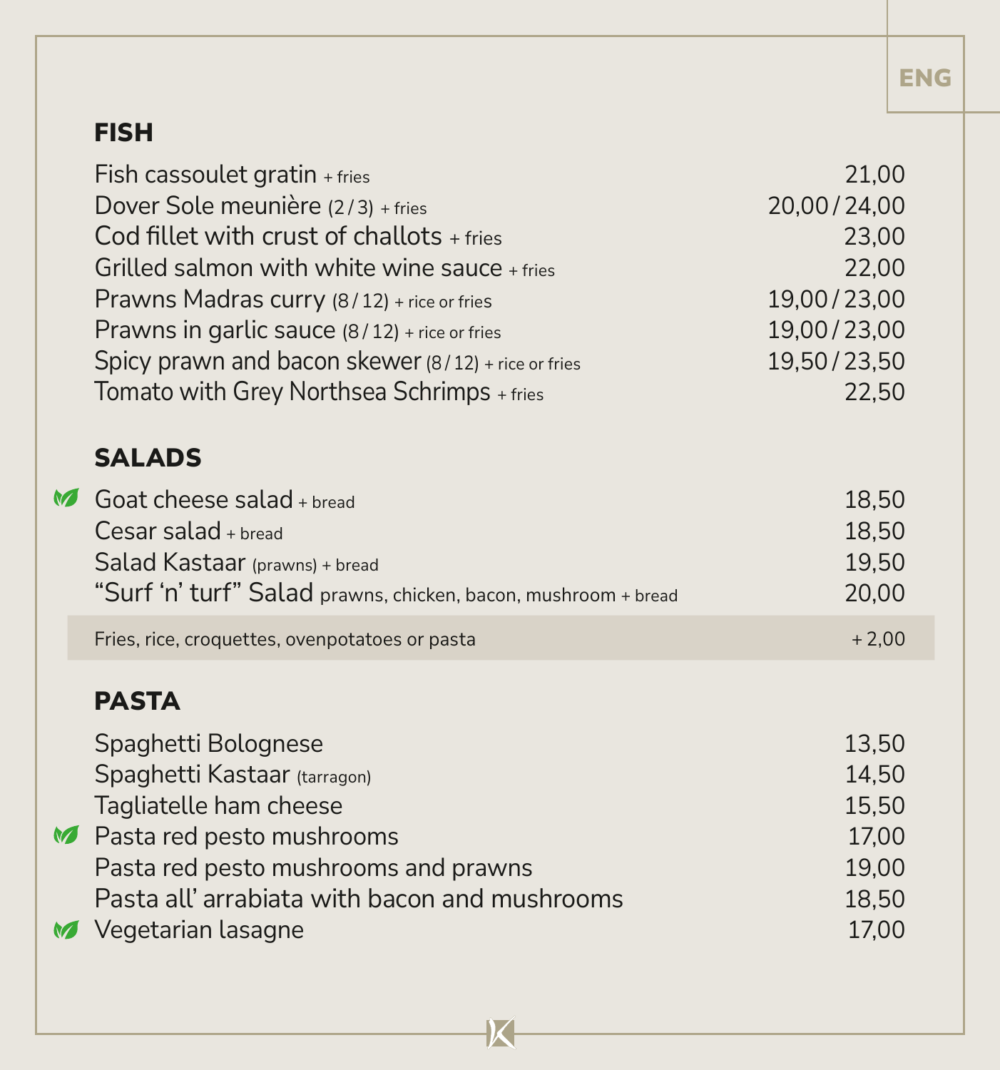ENG

## FISH

| | |
|---|---|
| Fish cassoulet gratin + fries | 21,00 |
| Dover Sole meunière (2 / 3) + fries | 20,00 / 24,00 |
| Cod fillet with crust of challots + fries | 23,00 |
| Grilled salmon with white wine sauce + fries | 22,00 |
| Prawns Madras curry (8 / 12) + rice or fries | 19,00 / 23,00 |
| Prawns in garlic sauce (8 / 12) + rice or fries | 19,00 / 23,00 |
| Spicy prawn and bacon skewer (8 / 12) + rice or fries | 19,50 / 23,50 |
| Tomato with Grey Northsea Schrimps + fries | 22,50 |

## SALADS

| | |
|---|---|
| Goat cheese salad + bread | 18,50 |
| Cesar salad + bread | 18,50 |
| Salad Kastaar (prawns) + bread | 19,50 |
| "Surf 'n' turf" Salad prawns, chicken, bacon, mushroom + bread | 20,00 |
| Fries, rice, croquettes, ovenpotatoes or pasta | + 2,00 |

## PASTA

| | |
|---|---|
| Spaghetti Bolognese | 13,50 |
| Spaghetti Kastaar (tarragon) | 14,50 |
| Tagliatelle ham cheese | 15,50 |
| Pasta red pesto mushrooms | 17,00 |
| Pasta red pesto mushrooms and prawns | 19,00 |
| Pasta all' arrabiata with bacon and mushrooms | 18,50 |
| Vegetarian lasagne | 17,00 |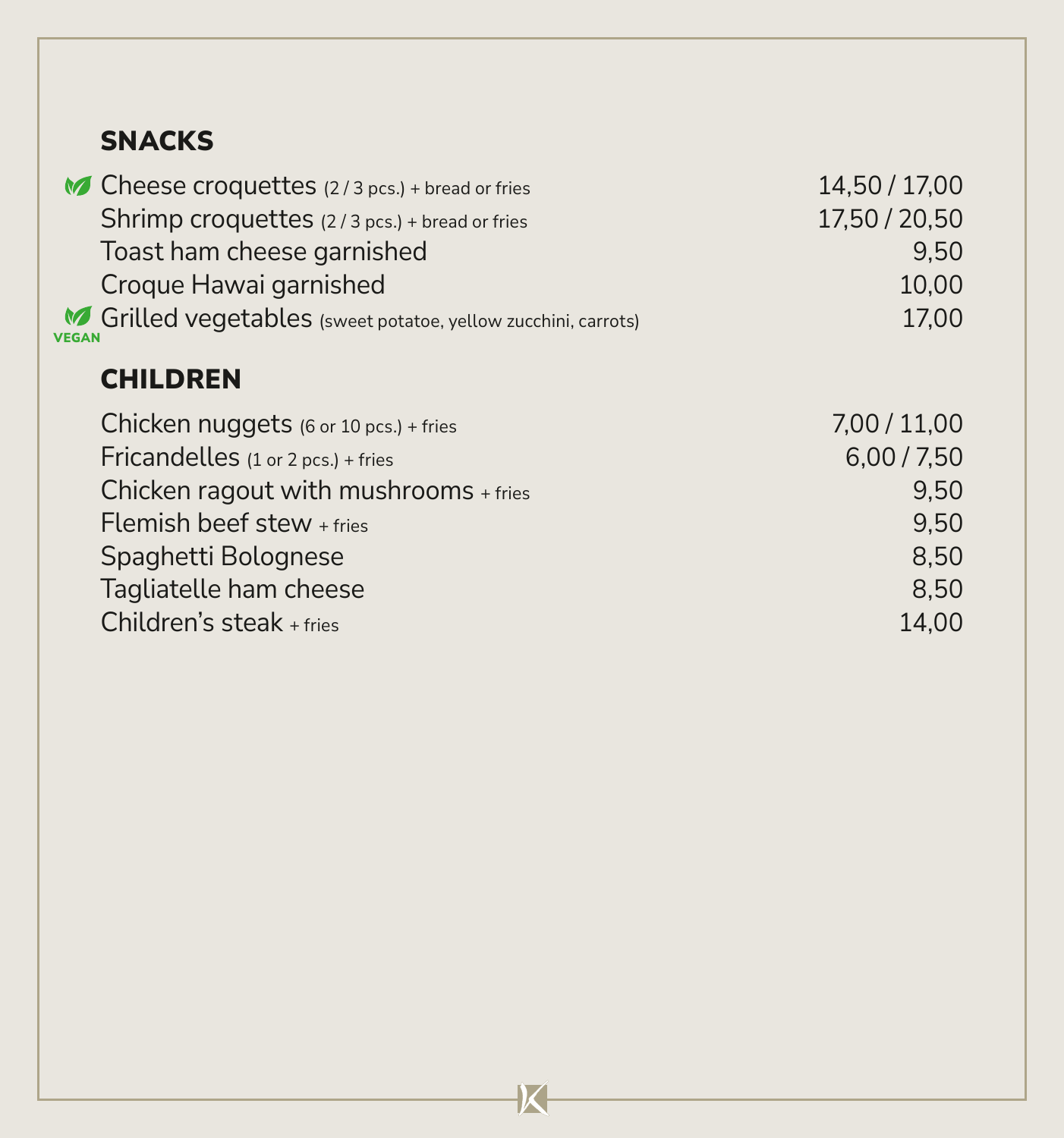## SNACKS

| | |
|---|---|
| Cheese croquettes (2 / 3 pcs.) + bread or fries | 14,50 / 17,00 |
| Shrimp croquettes (2 / 3 pcs.) + bread or fries | 17,50 / 20,50 |
| Toast ham cheese garnished | 9,50 |
| Croque Hawai garnished | 10,00 |
| VEGAN Grilled vegetables (sweet potatoe, yellow zucchini, carrots) | 17,00 |

## CHILDREN

| | |
|---|---|
| Chicken nuggets (6 or 10 pcs.) + fries | 7,00 / 11,00 |
| Fricandelles (1 or 2 pcs.) + fries | 6,00 / 7,50 |
| Chicken ragout with mushrooms + fries | 9,50 |
| Flemish beef stew + fries | 9,50 |
| Spaghetti Bolognese | 8,50 |
| Tagliatelle ham cheese | 8,50 |
| Children's steak + fries | 14,00 |